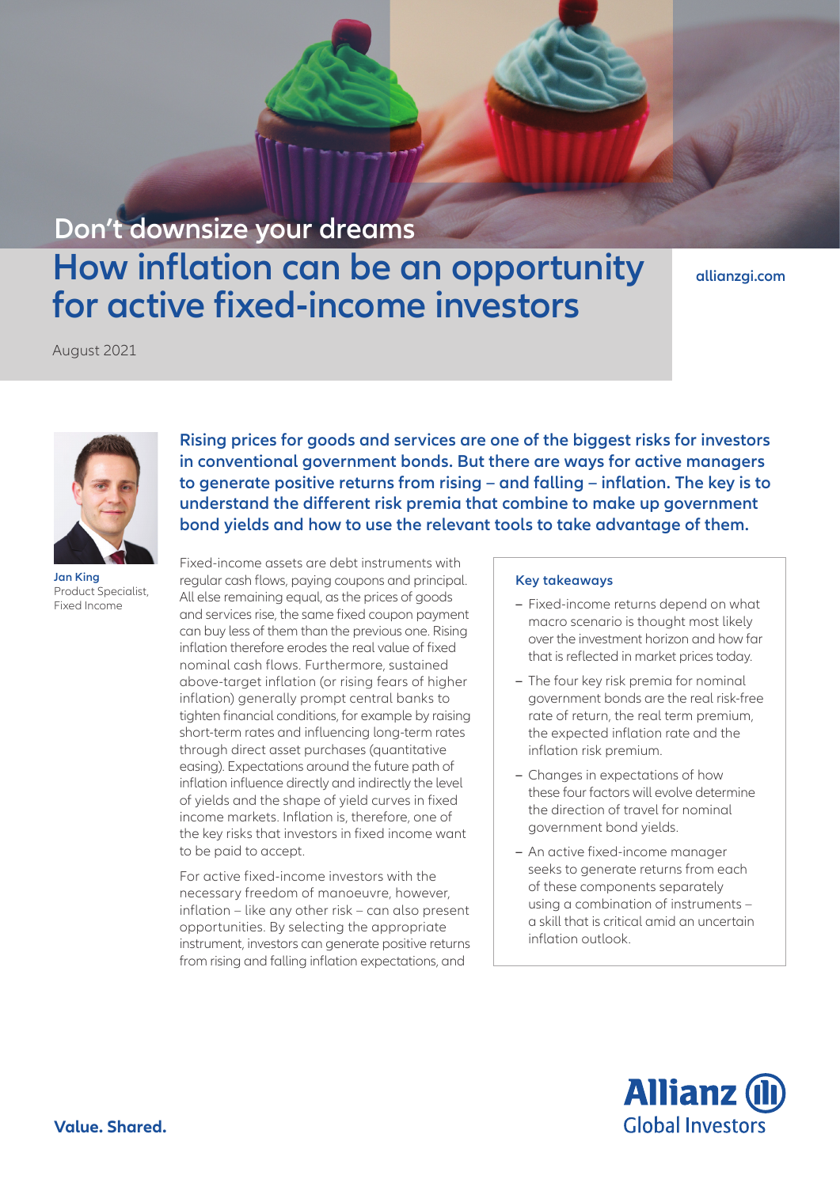Don't downsize your dreams

# How inflation can be an opportunity for active fixed-income investors

allianzgi.com

August 2021

**Jan King**
Product Specialist, Fixed Income

**Rising prices for goods and services are one of the biggest risks for investors in conventional government bonds. But there are ways for active managers to generate positive returns from rising – and falling – inflation. The key is to understand the different risk premia that combine to make up government bond yields and how to use the relevant tools to take advantage of them.**

Fixed-income assets are debt instruments with regular cash flows, paying coupons and principal. All else remaining equal, as the prices of goods and services rise, the same fixed coupon payment can buy less of them than the previous one. Rising inflation therefore erodes the real value of fixed nominal cash flows. Furthermore, sustained above-target inflation (or rising fears of higher inflation) generally prompt central banks to tighten financial conditions, for example by raising short-term rates and influencing long-term rates through direct asset purchases (quantitative easing). Expectations around the future path of inflation influence directly and indirectly the level of yields and the shape of yield curves in fixed income markets. Inflation is, therefore, one of the key risks that investors in fixed income want to be paid to accept.

For active fixed-income investors with the necessary freedom of manoeuvre, however, inflation – like any other risk – can also present opportunities. By selecting the appropriate instrument, investors can generate positive returns from rising and falling inflation expectations, and

### Key takeaways

- Fixed-income returns depend on what macro scenario is thought most likely over the investment horizon and how far that is reflected in market prices today.
- The four key risk premia for nominal government bonds are the real risk-free rate of return, the real term premium, the expected inflation rate and the inflation risk premium.
- Changes in expectations of how these four factors will evolve determine the direction of travel for nominal government bond yields.
- An active fixed-income manager seeks to generate returns from each of these components separately using a combination of instruments – a skill that is critical amid an uncertain inflation outlook.

**Value. Shared.**

Allianz Global Investors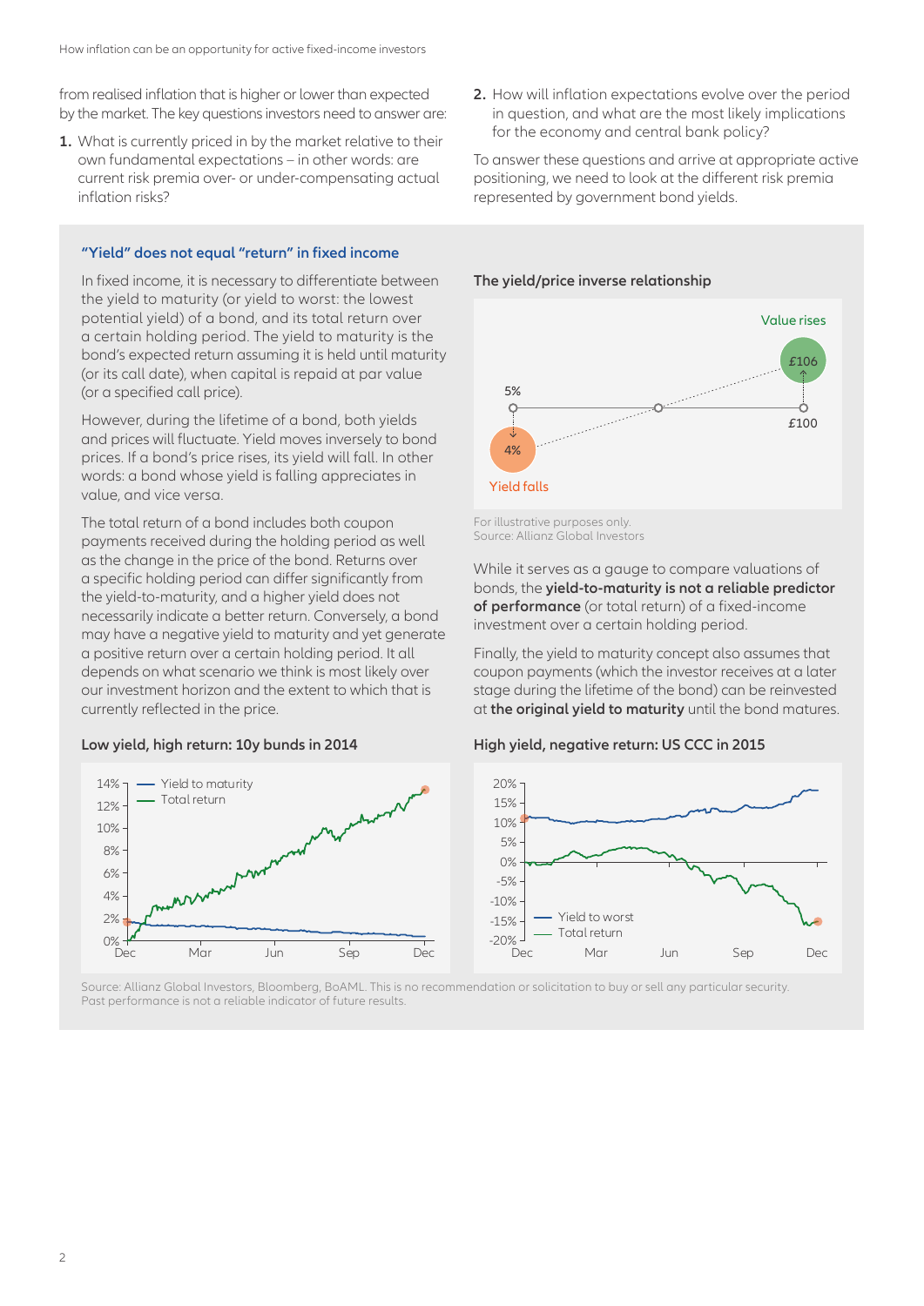from realised inflation that is higher or lower than expected by the market. The key questions investors need to answer are:

1. What is currently priced in by the market relative to their own fundamental expectations – in other words: are current risk premia over- or under-compensating actual inflation risks?
2. How will inflation expectations evolve over the period in question, and what are the most likely implications for the economy and central bank policy?

To answer these questions and arrive at appropriate active positioning, we need to look at the different risk premia represented by government bond yields.

### "Yield" does not equal "return" in fixed income

In fixed income, it is necessary to differentiate between the yield to maturity (or yield to worst: the lowest potential yield) of a bond, and its total return over a certain holding period. The yield to maturity is the bond's expected return assuming it is held until maturity (or its call date), when capital is repaid at par value (or a specified call price).

However, during the lifetime of a bond, both yields and prices will fluctuate. Yield moves inversely to bond prices. If a bond's price rises, its yield will fall. In other words: a bond whose yield is falling appreciates in value, and vice versa.

The total return of a bond includes both coupon payments received during the holding period as well as the change in the price of the bond. Returns over a specific holding period can differ significantly from the yield-to-maturity, and a higher yield does not necessarily indicate a better return. Conversely, a bond may have a negative yield to maturity and yet generate a positive return over a certain holding period. It all depends on what scenario we think is most likely over our investment horizon and the extent to which that is currently reflected in the price.

**The yield/price inverse relationship**

For illustrative purposes only.
Source: Allianz Global Investors

While it serves as a gauge to compare valuations of bonds, the **yield-to-maturity is not a reliable predictor of performance** (or total return) of a fixed-income investment over a certain holding period.

Finally, the yield to maturity concept also assumes that coupon payments (which the investor receives at a later stage during the lifetime of the bond) can be reinvested at **the original yield to maturity** until the bond matures.

**Low yield, high return: 10y bunds in 2014**

**High yield, negative return: US CCC in 2015**

Source: Allianz Global Investors, Bloomberg, BoAML. This is no recommendation or solicitation to buy or sell any particular security. Past performance is not a reliable indicator of future results.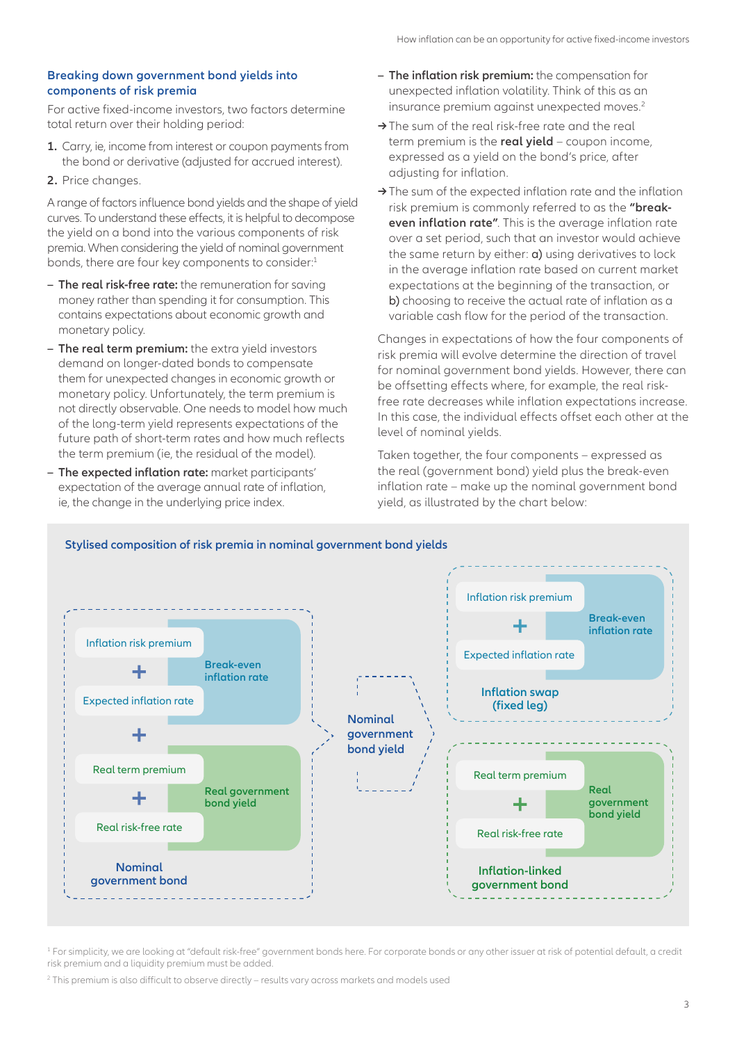## Breaking down government bond yields into components of risk premia

For active fixed-income investors, two factors determine total return over their holding period:

1. Carry, ie, income from interest or coupon payments from the bond or derivative (adjusted for accrued interest).
2. Price changes.

A range of factors influence bond yields and the shape of yield curves. To understand these effects, it is helpful to decompose the yield on a bond into the various components of risk premia. When considering the yield of nominal government bonds, there are four key components to consider:[1]

- **The real risk-free rate:** the remuneration for saving money rather than spending it for consumption. This contains expectations about economic growth and monetary policy.
- **The real term premium:** the extra yield investors demand on longer-dated bonds to compensate them for unexpected changes in economic growth or monetary policy. Unfortunately, the term premium is not directly observable. One needs to model how much of the long-term yield represents expectations of the future path of short-term rates and how much reflects the term premium (ie, the residual of the model).
- **The expected inflation rate:** market participants' expectation of the average annual rate of inflation, ie, the change in the underlying price index.
- **The inflation risk premium:** the compensation for unexpected inflation volatility. Think of this as an insurance premium against unexpected moves.[2]

→ The sum of the real risk-free rate and the real term premium is the **real yield** – coupon income, expressed as a yield on the bond's price, after adjusting for inflation.

→ The sum of the expected inflation rate and the inflation risk premium is commonly referred to as the **"break-even inflation rate"**. This is the average inflation rate over a set period, such that an investor would achieve the same return by either: **a)** using derivatives to lock in the average inflation rate based on current market expectations at the beginning of the transaction, or **b)** choosing to receive the actual rate of inflation as a variable cash flow for the period of the transaction.

Changes in expectations of how the four components of risk premia will evolve determine the direction of travel for nominal government bond yields. However, there can be offsetting effects where, for example, the real risk-free rate decreases while inflation expectations increase. In this case, the individual effects offset each other at the level of nominal yields.

Taken together, the four components – expressed as the real (government bond) yield plus the break-even inflation rate – make up the nominal government bond yield, as illustrated by the chart below:

### Stylised composition of risk premia in nominal government bond yields

**Nominal government bond**
- Inflation risk premium + Expected inflation rate = Break-even inflation rate
- +
- Real term premium + Real risk-free rate = Real government bond yield

→ **Nominal government bond yield** ←

**Inflation swap (fixed leg)**
- Inflation risk premium + Expected inflation rate = Break-even inflation rate

**Inflation-linked government bond**
- Real term premium + Real risk-free rate = Real government bond yield

[1] For simplicity, we are looking at "default risk-free" government bonds here. For corporate bonds or any other issuer at risk of potential default, a credit risk premium and a liquidity premium must be added.

[2] This premium is also difficult to observe directly – results vary across markets and models used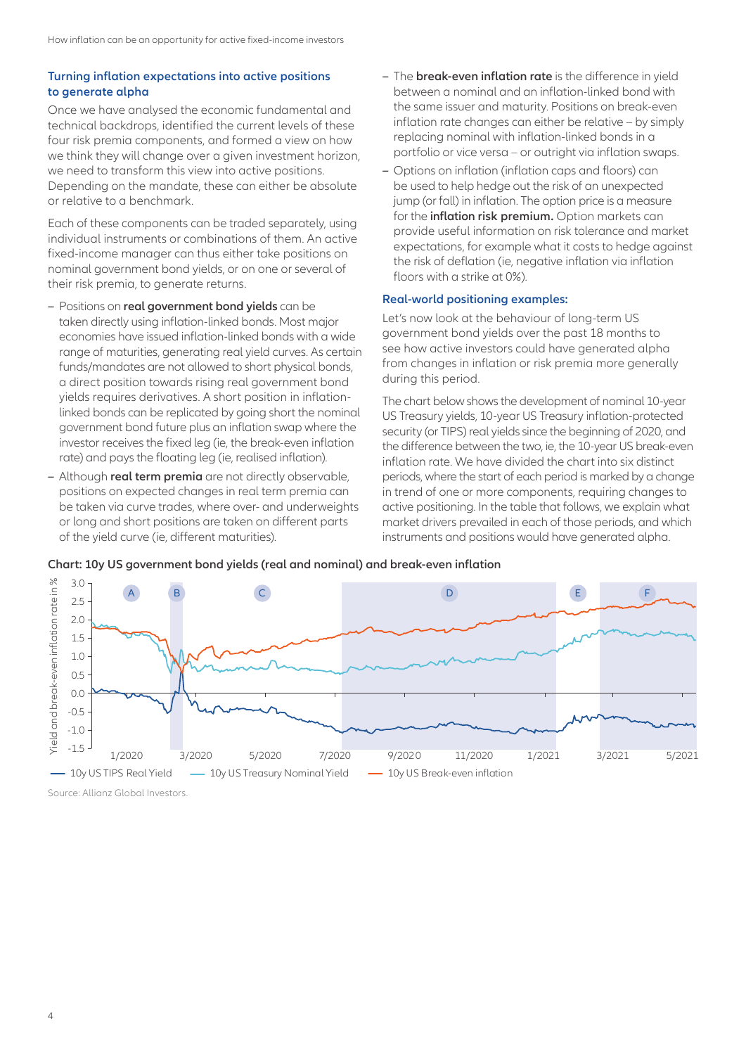## Turning inflation expectations into active positions to generate alpha

Once we have analysed the economic fundamental and technical backdrops, identified the current levels of these four risk premia components, and formed a view on how we think they will change over a given investment horizon, we need to transform this view into active positions. Depending on the mandate, these can either be absolute or relative to a benchmark.

Each of these components can be traded separately, using individual instruments or combinations of them. An active fixed-income manager can thus either take positions on nominal government bond yields, or on one or several of their risk premia, to generate returns.

- Positions on **real government bond yields** can be taken directly using inflation-linked bonds. Most major economies have issued inflation-linked bonds with a wide range of maturities, generating real yield curves. As certain funds/mandates are not allowed to short physical bonds, a direct position towards rising real government bond yields requires derivatives. A short position in inflation-linked bonds can be replicated by going short the nominal government bond future plus an inflation swap where the investor receives the fixed leg (ie, the break-even inflation rate) and pays the floating leg (ie, realised inflation).
- Although **real term premia** are not directly observable, positions on expected changes in real term premia can be taken via curve trades, where over- and underweights or long and short positions are taken on different parts of the yield curve (ie, different maturities).
- The **break-even inflation rate** is the difference in yield between a nominal and an inflation-linked bond with the same issuer and maturity. Positions on break-even inflation rate changes can either be relative – by simply replacing nominal with inflation-linked bonds in a portfolio or vice versa – or outright via inflation swaps.
- Options on inflation (inflation caps and floors) can be used to help hedge out the risk of an unexpected jump (or fall) in inflation. The option price is a measure for the **inflation risk premium.** Option markets can provide useful information on risk tolerance and market expectations, for example what it costs to hedge against the risk of deflation (ie, negative inflation via inflation floors with a strike at 0%).

## Real-world positioning examples:

Let's now look at the behaviour of long-term US government bond yields over the past 18 months to see how active investors could have generated alpha from changes in inflation or risk premia more generally during this period.

The chart below shows the development of nominal 10-year US Treasury yields, 10-year US Treasury inflation-protected security (or TIPS) real yields since the beginning of 2020, and the difference between the two, ie, the 10-year US break-even inflation rate. We have divided the chart into six distinct periods, where the start of each period is marked by a change in trend of one or more components, requiring changes to active positioning. In the table that follows, we explain what market drivers prevailed in each of those periods, and which instruments and positions would have generated alpha.

**Chart: 10y US government bond yields (real and nominal) and break-even inflation**

Source: Allianz Global Investors.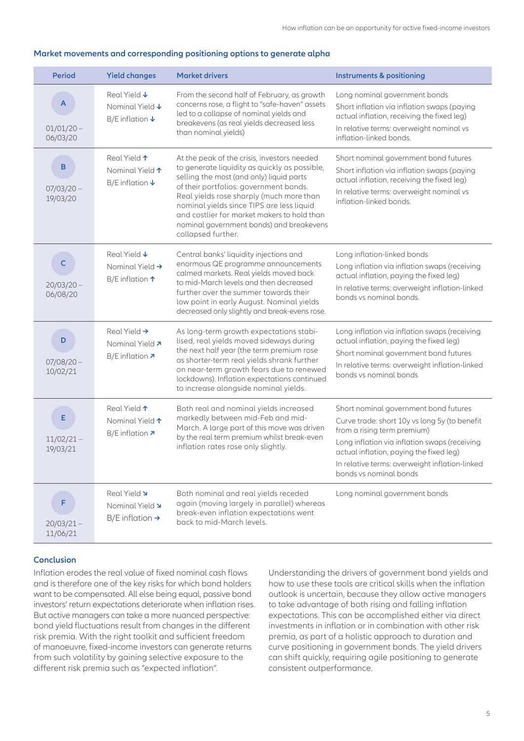### Market movements and corresponding positioning options to generate alpha

| Period | Yield changes | Market drivers | Instruments & positioning |
| --- | --- | --- | --- |
| A<br>01/01/20 – 06/03/20 | Real Yield ↓<br>Nominal Yield ↓<br>B/E inflation ↓ | From the second half of February, as growth concerns rose, a flight to "safe-haven" assets led to a collapse of nominal yields and breakevens (as real yields decreased less than nominal yields) | Long nominal government bonds<br>Short inflation via inflation swaps (paying actual inflation, receiving the fixed leg)<br>In relative terms: overweight nominal vs inflation-linked bonds. |
| B<br>07/03/20 – 19/03/20 | Real Yield ↑<br>Nominal Yield ↑<br>B/E inflation ↓ | At the peak of the crisis, investors needed to generate liquidity as quickly as possible, selling the most (and only) liquid parts of their portfolios: government bonds. Real yields rose sharply (much more than nominal yields since TIPS are less liquid and costlier for market makers to hold than nominal government bonds) and breakevens collapsed further. | Short nominal government bond futures<br>Short inflation via inflation swaps (paying actual inflation, receiving the fixed leg)<br>In relative terms: overweight nominal vs inflation-linked bonds. |
| C<br>20/03/20 – 06/08/20 | Real Yield ↓<br>Nominal Yield →<br>B/E inflation ↑ | Central banks' liquidity injections and enormous QE programme announcements calmed markets. Real yields moved back to mid-March levels and then decreased further over the summer towards their low point in early August. Nominal yields decreased only slightly and break-evens rose. | Long inflation-linked bonds<br>Long inflation via inflation swaps (receiving actual inflation, paying the fixed leg)<br>In relative terms: overweight inflation-linked bonds vs nominal bonds. |
| D<br>07/08/20 – 10/02/21 | Real Yield →<br>Nominal Yield ↗<br>B/E inflation ↗ | As long-term growth expectations stabi-lised, real yields moved sideways during the next half year (the term premium rose as shorter-term real yields shrank further on near-term growth fears due to renewed lockdowns). Inflation expectations continued to increase alongside nominal yields. | Long inflation via inflation swaps (receiving actual inflation, paying the fixed leg)<br>Short nominal government bond futures<br>In relative terms: overweight inflation-linked bonds vs nominal bonds |
| E<br>11/02/21 – 19/03/21 | Real Yield ↑<br>Nominal Yield ↑<br>B/E inflation ↗ | Both real and nominal yields increased markedly between mid-Feb and mid-March. A large part of this move was driven by the real term premium whilst break-even inflation rates rose only slightly. | Short nominal government bond futures<br>Curve trade: short 10y vs long 5y (to benefit from a rising term premium)<br>Long inflation via inflation swaps (receiving actual inflation, paying the fixed leg)<br>In relative terms: overweight inflation-linked bonds vs nominal bonds |
| F<br>20/03/21 – 11/06/21 | Real Yield ↘<br>Nominal Yield ↘<br>B/E inflation → | Both nominal and real yields receded again (moving largely in parallel) whereas break-even inflation expectations went back to mid-March levels. | Long nominal government bonds |

### Conclusion

Inflation erodes the real value of fixed nominal cash flows and is therefore one of the key risks for which bond holders want to be compensated. All else being equal, passive bond investors' return expectations deteriorate when inflation rises. But active managers can take a more nuanced perspective: bond yield fluctuations result from changes in the different risk premia. With the right toolkit and sufficient freedom of manoeuvre, fixed-income investors can generate returns from such volatility by gaining selective exposure to the different risk premia such as "expected inflation".

Understanding the drivers of government bond yields and how to use these tools are critical skills when the inflation outlook is uncertain, because they allow active managers to take advantage of both rising and falling inflation expectations. This can be accomplished either via direct investments in inflation or in combination with other risk premia, as part of a holistic approach to duration and curve positioning in government bonds. The yield drivers can shift quickly, requiring agile positioning to generate consistent outperformance.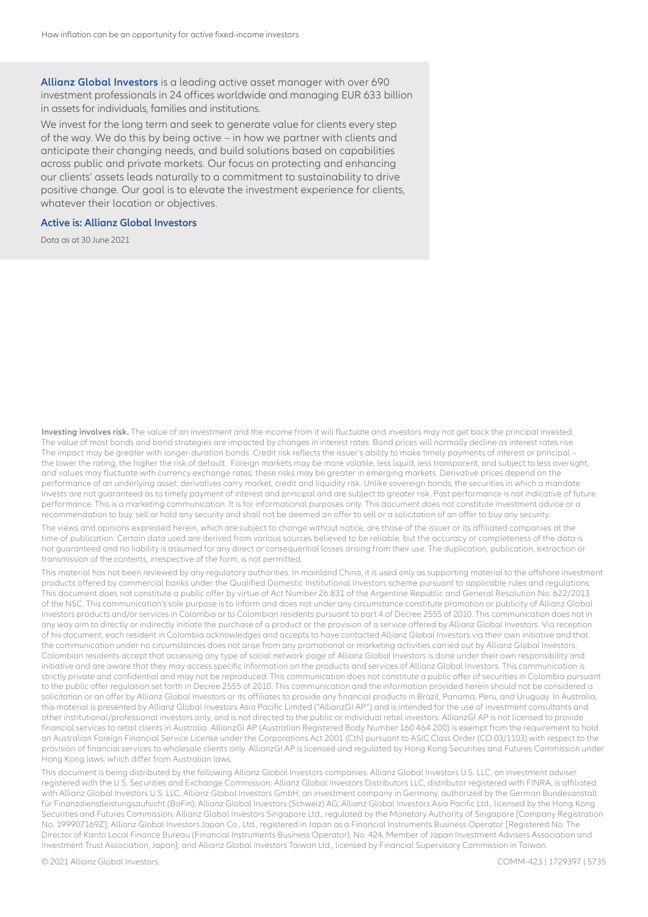**Allianz Global Investors** is a leading active asset manager with over 690 investment professionals in 24 offices worldwide and managing EUR 633 billion in assets for individuals, families and institutions.

We invest for the long term and seek to generate value for clients every step of the way. We do this by being active – in how we partner with clients and anticipate their changing needs, and build solutions based on capabilities across public and private markets. Our focus on protecting and enhancing our clients' assets leads naturally to a commitment to sustainability to drive positive change. Our goal is to elevate the investment experience for clients, whatever their location or objectives.

**Active is: Allianz Global Investors**

Data as at 30 June 2021

**Investing involves risk.** The value of an investment and the income from it will fluctuate and investors may not get back the principal invested. The value of most bonds and bond strategies are impacted by changes in interest rates. Bond prices will normally decline as interest rates rise. The impact may be greater with longer-duration bonds. Credit risk reflects the issuer's ability to make timely payments of interest or principal – the lower the rating, the higher the risk of default. Foreign markets may be more volatile, less liquid, less transparent, and subject to less oversight, and values may fluctuate with currency exchange rates; these risks may be greater in emerging markets. Derivative prices depend on the performance of an underlying asset; derivatives carry market, credit and liquidity risk. Unlike sovereign bonds, the securities in which a mandate invests are not guaranteed as to timely payment of interest and principal and are subject to greater risk. Past performance is not indicative of future performance. This is a marketing communication. It is for informational purposes only. This document does not constitute investment advice or a recommendation to buy, sell or hold any security and shall not be deemed an offer to sell or a solicitation of an offer to buy any security.

The views and opinions expressed herein, which are subject to change without notice, are those of the issuer or its affiliated companies at the time of publication. Certain data used are derived from various sources believed to be reliable, but the accuracy or completeness of the data is not guaranteed and no liability is assumed for any direct or consequential losses arising from their use. The duplication, publication, extraction or transmission of the contents, irrespective of the form, is not permitted.

This material has not been reviewed by any regulatory authorities. In mainland China, it is used only as supporting material to the offshore investment products offered by commercial banks under the Qualified Domestic Institutional Investors scheme pursuant to applicable rules and regulations. This document does not constitute a public offer by virtue of Act Number 26.831 of the Argentine Republic and General Resolution No. 622/2013 of the NSC. This communication's sole purpose is to inform and does not under any circumstance constitute promotion or publicity of Allianz Global Investors products and/or services in Colombia or to Colombian residents pursuant to part 4 of Decree 2555 of 2010. This communication does not in any way aim to directly or indirectly initiate the purchase of a product or the provision of a service offered by Allianz Global Investors. Via reception of his document, each resident in Colombia acknowledges and accepts to have contacted Allianz Global Investors via their own initiative and that the communication under no circumstances does not arise from any promotional or marketing activities carried out by Allianz Global Investors. Colombian residents accept that accessing any type of social network page of Allianz Global Investors is done under their own responsibility and initiative and are aware that they may access specific information on the products and services of Allianz Global Investors. This communication is strictly private and confidential and may not be reproduced. This communication does not constitute a public offer of securities in Colombia pursuant to the public offer regulation set forth in Decree 2555 of 2010. This communication and the information provided herein should not be considered a solicitation or an offer by Allianz Global Investors or its affiliates to provide any financial products in Brazil, Panama, Peru, and Uruguay. In Australia, this material is presented by Allianz Global Investors Asia Pacific Limited ("AllianzGI AP") and is intended for the use of investment consultants and other institutional/professional investors only, and is not directed to the public or individual retail investors. AllianzGI AP is not licensed to provide financial services to retail clients in Australia. AllianzGI AP (Australian Registered Body Number 160 464 200) is exempt from the requirement to hold an Australian Foreign Financial Service License under the Corporations Act 2001 (Cth) pursuant to ASIC Class Order (CO 03/1103) with respect to the provision of financial services to wholesale clients only. AllianzGI AP is licensed and regulated by Hong Kong Securities and Futures Commission under Hong Kong laws, which differ from Australian laws.

This document is being distributed by the following Allianz Global Investors companies: Allianz Global Investors U.S. LLC, an investment adviser registered with the U.S. Securities and Exchange Commission; Allianz Global Investors Distributors LLC, distributor registered with FINRA, is affiliated with Allianz Global Investors U.S. LLC; Allianz Global Investors GmbH, an investment company in Germany, authorized by the German Bundesanstalt für Finanzdienstleistungsaufsicht (BaFin); Allianz Global Investors (Schweiz) AG; Allianz Global Investors Asia Pacific Ltd., licensed by the Hong Kong Securities and Futures Commission; Allianz Global Investors Singapore Ltd., regulated by the Monetary Authority of Singapore [Company Registration No. 199907169Z]; Allianz Global Investors Japan Co., Ltd., registered in Japan as a Financial Instruments Business Operator [Registered No. The Director of Kanto Local Finance Bureau (Financial Instruments Business Operator), No. 424, Member of Japan Investment Advisers Association and Investment Trust Association, Japan]; and Allianz Global Investors Taiwan Ltd., licensed by Financial Supervisory Commission in Taiwan.

© 2021 Allianz Global Investors.

COMM-423 | 1729397 | 5735